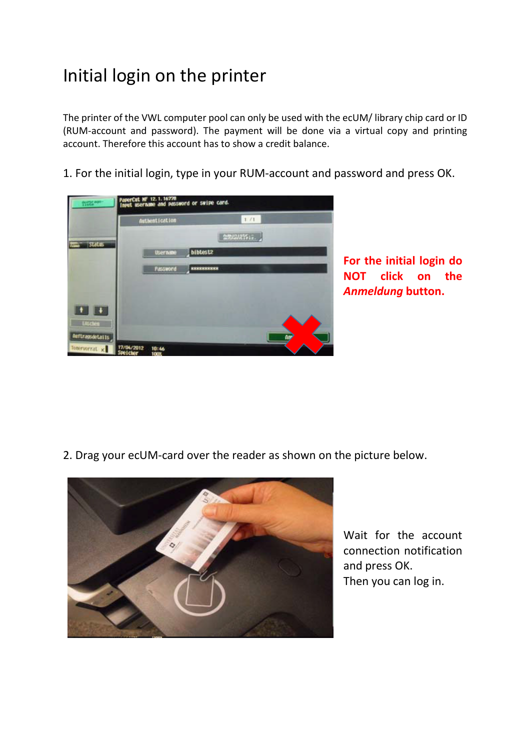# Initial login on the printer

The printer of the VWL computer pool can only be used with the ecUM/ library chip card or ID (RUM-account and password). The payment will be done via a virtual copy and printing account. Therefore this account has to show a credit balance.

1. For the initial login, type in your RUM-account and password and press OK.

**For the initial login do NOT click on the *Anmeldung* button.**

2. Drag your ecUM-card over the reader as shown on the picture below.

Wait for the account connection notification and press OK.
Then you can log in.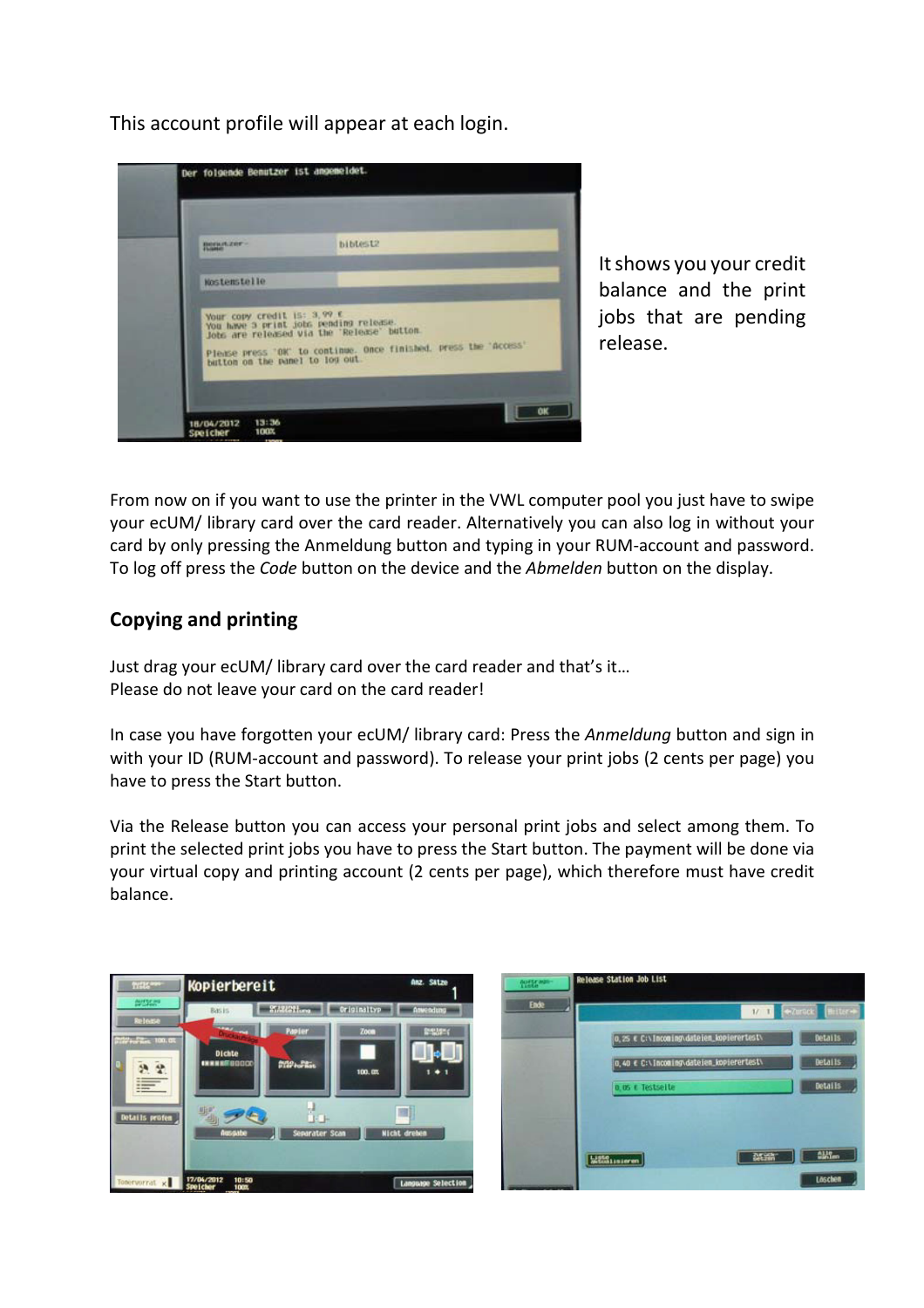This account profile will appear at each login.

It shows you your credit balance and the print jobs that are pending release.

From now on if you want to use the printer in the VWL computer pool you just have to swipe your ecUM/ library card over the card reader. Alternatively you can also log in without your card by only pressing the Anmeldung button and typing in your RUM-account and password. To log off press the *Code* button on the device and the *Abmelden* button on the display.

## Copying and printing

Just drag your ecUM/ library card over the card reader and that's it…
Please do not leave your card on the card reader!

In case you have forgotten your ecUM/ library card: Press the *Anmeldung* button and sign in with your ID (RUM-account and password). To release your print jobs (2 cents per page) you have to press the Start button.

Via the Release button you can access your personal print jobs and select among them. To print the selected print jobs you have to press the Start button. The payment will be done via your virtual copy and printing account (2 cents per page), which therefore must have credit balance.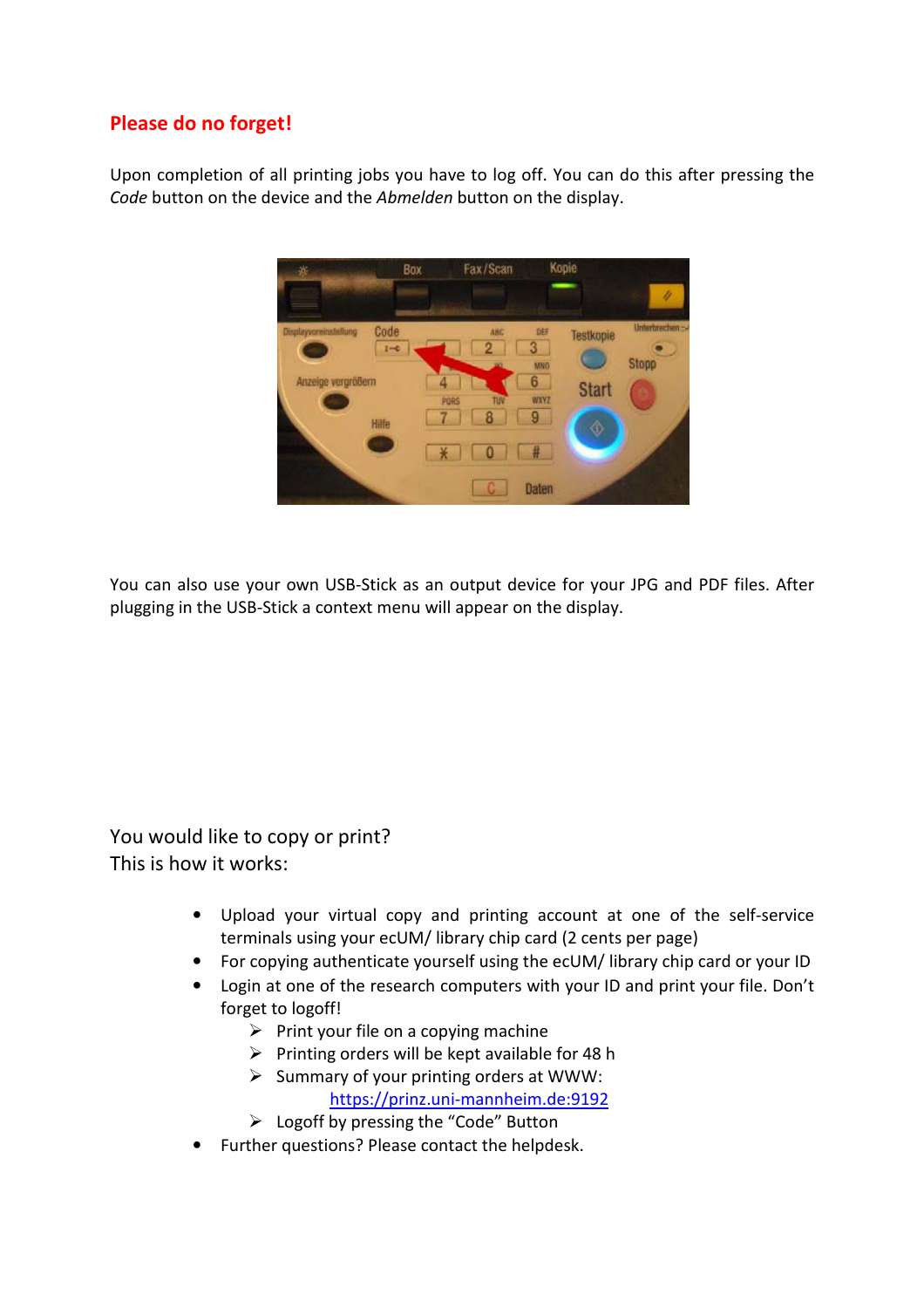**Please do no forget!**

Upon completion of all printing jobs you have to log off. You can do this after pressing the *Code* button on the device and the *Abmelden* button on the display.

You can also use your own USB-Stick as an output device for your JPG and PDF files. After plugging in the USB-Stick a context menu will appear on the display.

You would like to copy or print?
This is how it works:

- Upload your virtual copy and printing account at one of the self-service terminals using your ecUM/ library chip card (2 cents per page)
- For copying authenticate yourself using the ecUM/ library chip card or your ID
- Login at one of the research computers with your ID and print your file. Don't forget to logoff!
  - Print your file on a copying machine
  - Printing orders will be kept available for 48 h
  - Summary of your printing orders at WWW: https://prinz.uni-mannheim.de:9192
  - Logoff by pressing the "Code" Button
- Further questions? Please contact the helpdesk.